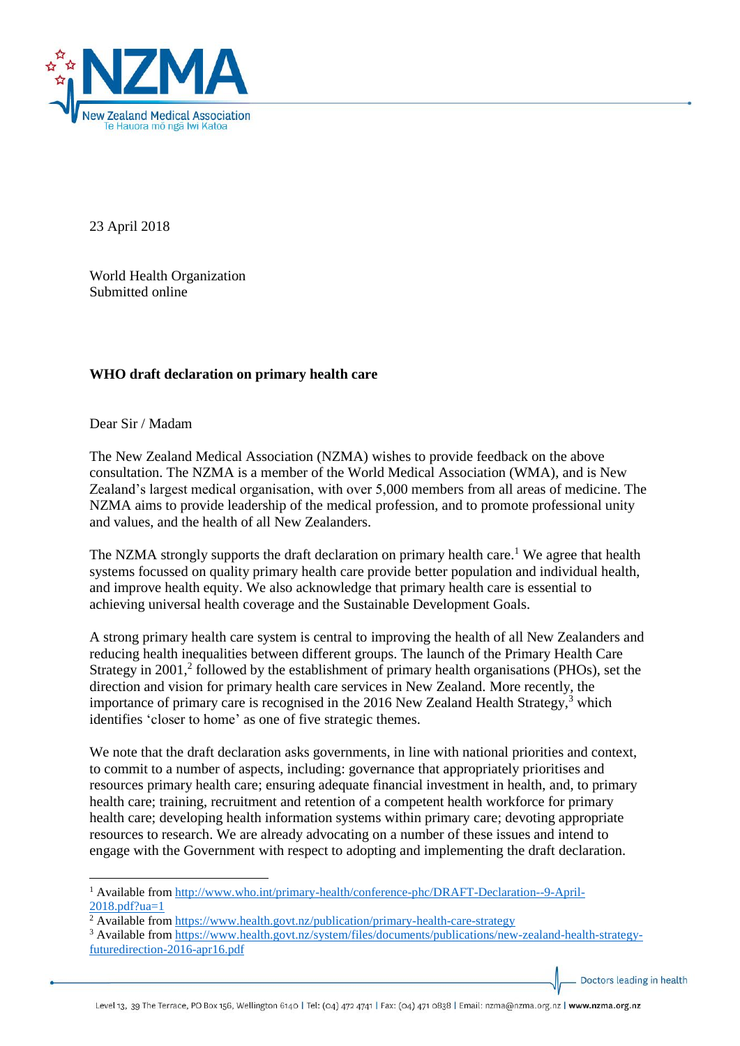23 April 2018

World Health Organization
Submitted online

**WHO draft declaration on primary health care**

Dear Sir / Madam

The New Zealand Medical Association (NZMA) wishes to provide feedback on the above consultation. The NZMA is a member of the World Medical Association (WMA), and is New Zealand's largest medical organisation, with over 5,000 members from all areas of medicine. The NZMA aims to provide leadership of the medical profession, and to promote professional unity and values, and the health of all New Zealanders.

The NZMA strongly supports the draft declaration on primary health care.[1] We agree that health systems focussed on quality primary health care can provide better population and individual health, and improve health equity. We also acknowledge that primary health care is essential to achieving universal health coverage and the Sustainable Development Goals.

A strong primary health care system is central to improving the health of all New Zealanders and reducing health inequalities between different groups. The launch of the Primary Health Care Strategy in 2001,[2] followed by the establishment of primary health organisations (PHOs), set the direction and vision for primary health care services in New Zealand. More recently, the importance of primary care is recognised in the 2016 New Zealand Health Strategy,[3] which identifies 'closer to home' as one of five strategic themes.

We note that the draft declaration asks governments, in line with national priorities and context, to commit to a number of aspects, including: governance that appropriately prioritises and resources primary health care; ensuring adequate financial investment in health, and, to primary health care; training, recruitment and retention of a competent health workforce for primary health care; developing health information systems within primary care; devoting appropriate resources to research. We are already advocating on a number of these issues and intend to engage with the Government with respect to adopting and implementing the draft declaration.

---

[1] Available from http://www.who.int/primary-health/conference-phc/DRAFT-Declaration--9-April-2018.pdf?ua=1

[2] Available from https://www.health.govt.nz/publication/primary-health-care-strategy

[3] Available from https://www.health.govt.nz/system/files/documents/publications/new-zealand-health-strategy-futuredirection-2016-apr16.pdf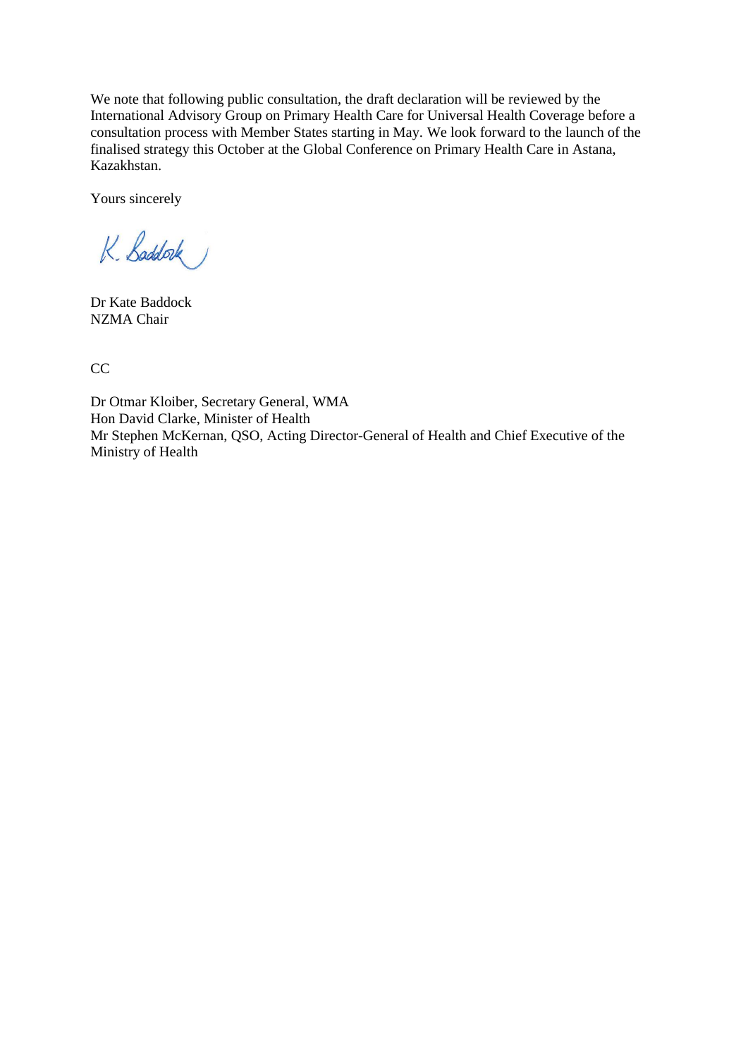We note that following public consultation, the draft declaration will be reviewed by the International Advisory Group on Primary Health Care for Universal Health Coverage before a consultation process with Member States starting in May. We look forward to the launch of the finalised strategy this October at the Global Conference on Primary Health Care in Astana, Kazakhstan.

Yours sincerely

K. Baddock

Dr Kate Baddock
NZMA Chair

CC

Dr Otmar Kloiber, Secretary General, WMA
Hon David Clarke, Minister of Health
Mr Stephen McKernan, QSO, Acting Director-General of Health and Chief Executive of the Ministry of Health